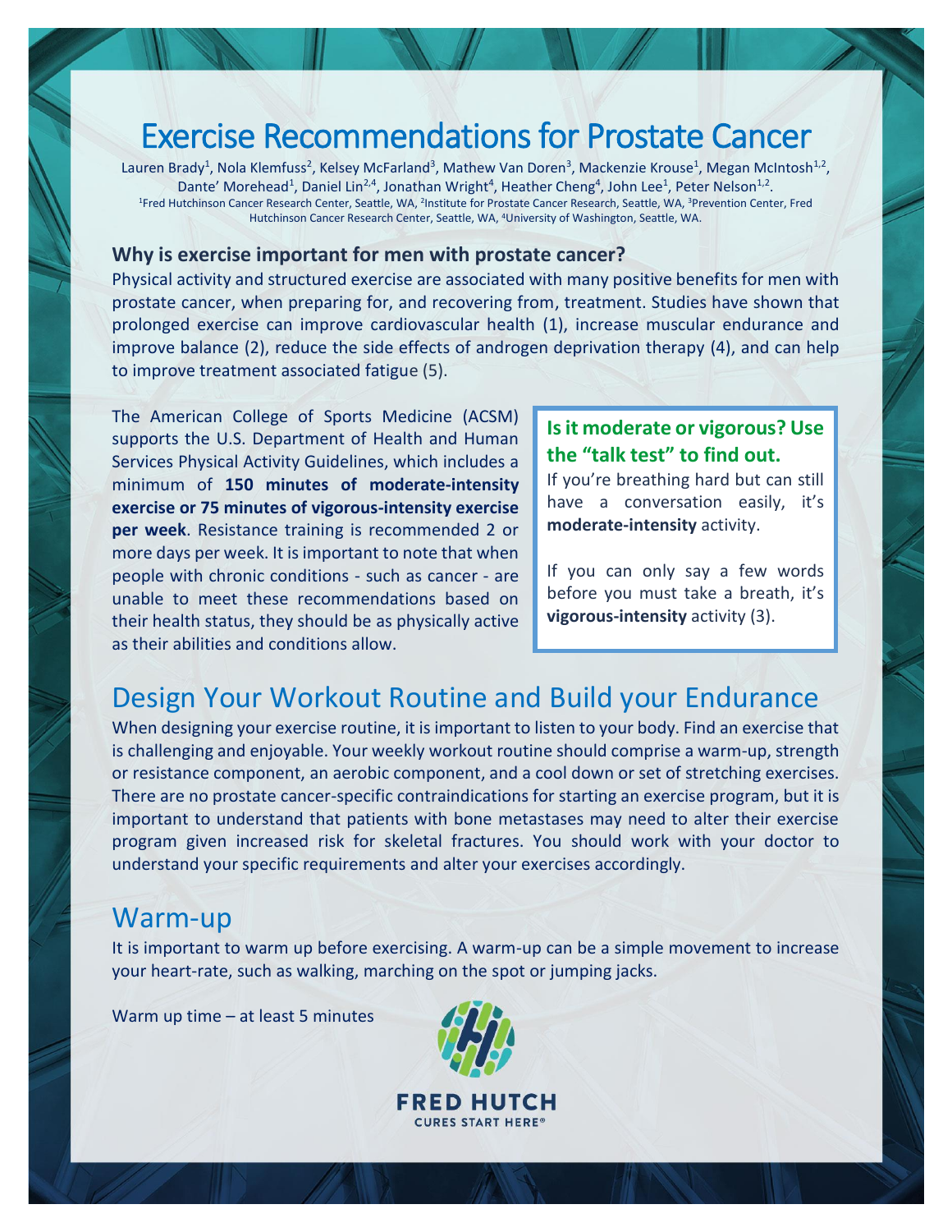# Exercise Recommendations for Prostate Cancer

Lauren Brady[1], Nola Klemfuss[2], Kelsey McFarland[3], Mathew Van Doren[3], Mackenzie Krouse[1], Megan McIntosh[1,2], Dante' Morehead[1], Daniel Lin[2,4], Jonathan Wright[4], Heather Cheng[4], John Lee[1], Peter Nelson[1,2].

[1]Fred Hutchinson Cancer Research Center, Seattle, WA, [2]Institute for Prostate Cancer Research, Seattle, WA, [3]Prevention Center, Fred Hutchinson Cancer Research Center, Seattle, WA, [4]University of Washington, Seattle, WA.

### Why is exercise important for men with prostate cancer?

Physical activity and structured exercise are associated with many positive benefits for men with prostate cancer, when preparing for, and recovering from, treatment. Studies have shown that prolonged exercise can improve cardiovascular health (1), increase muscular endurance and improve balance (2), reduce the side effects of androgen deprivation therapy (4), and can help to improve treatment associated fatigue (5).

The American College of Sports Medicine (ACSM) supports the U.S. Department of Health and Human Services Physical Activity Guidelines, which includes a minimum of **150 minutes of moderate-intensity exercise or 75 minutes of vigorous-intensity exercise per week**. Resistance training is recommended 2 or more days per week. It is important to note that when people with chronic conditions - such as cancer - are unable to meet these recommendations based on their health status, they should be as physically active as their abilities and conditions allow.

**Is it moderate or vigorous? Use the "talk test" to find out.**

If you're breathing hard but can still have a conversation easily, it's **moderate-intensity** activity.

If you can only say a few words before you must take a breath, it's **vigorous-intensity** activity (3).

## Design Your Workout Routine and Build your Endurance

When designing your exercise routine, it is important to listen to your body. Find an exercise that is challenging and enjoyable. Your weekly workout routine should comprise a warm-up, strength or resistance component, an aerobic component, and a cool down or set of stretching exercises. There are no prostate cancer-specific contraindications for starting an exercise program, but it is important to understand that patients with bone metastases may need to alter their exercise program given increased risk for skeletal fractures. You should work with your doctor to understand your specific requirements and alter your exercises accordingly.

## Warm-up

It is important to warm up before exercising. A warm-up can be a simple movement to increase your heart-rate, such as walking, marching on the spot or jumping jacks.

Warm up time – at least 5 minutes

FRED HUTCH
CURES START HERE®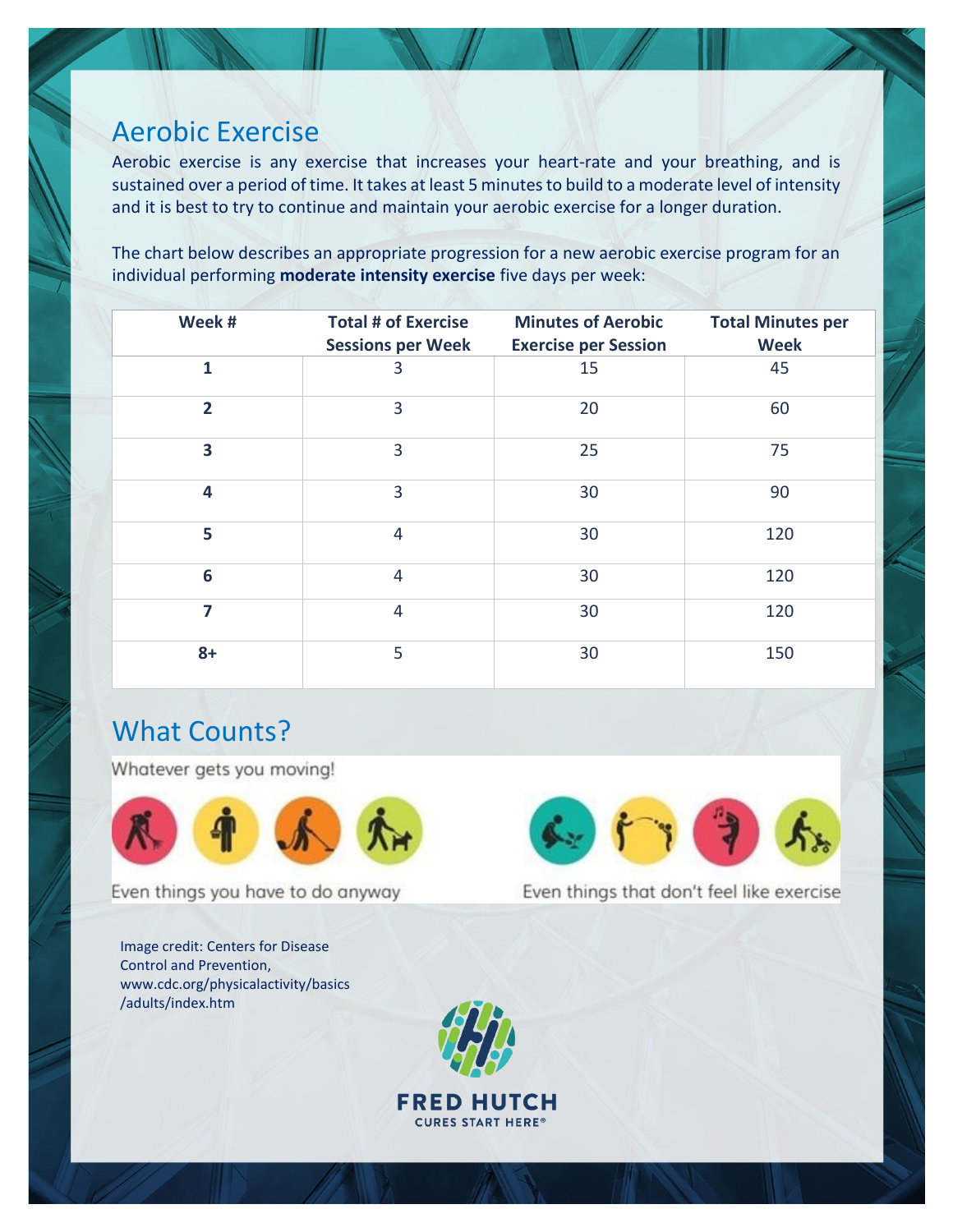## Aerobic Exercise

Aerobic exercise is any exercise that increases your heart-rate and your breathing, and is sustained over a period of time. It takes at least 5 minutes to build to a moderate level of intensity and it is best to try to continue and maintain your aerobic exercise for a longer duration.

The chart below describes an appropriate progression for a new aerobic exercise program for an individual performing **moderate intensity exercise** five days per week:

| Week # | Total # of Exercise Sessions per Week | Minutes of Aerobic Exercise per Session | Total Minutes per Week |
|---|---|---|---|
| **1** | 3 | 15 | 45 |
| **2** | 3 | 20 | 60 |
| **3** | 3 | 25 | 75 |
| **4** | 3 | 30 | 90 |
| **5** | 4 | 30 | 120 |
| **6** | 4 | 30 | 120 |
| **7** | 4 | 30 | 120 |
| **8+** | 5 | 30 | 150 |

## What Counts?

Whatever gets you moving!

Even things you have to do anyway

Even things that don't feel like exercise

Image credit: Centers for Disease Control and Prevention, www.cdc.gov/physicalactivity/basics/adults/index.htm

FRED HUTCH
CURES START HERE®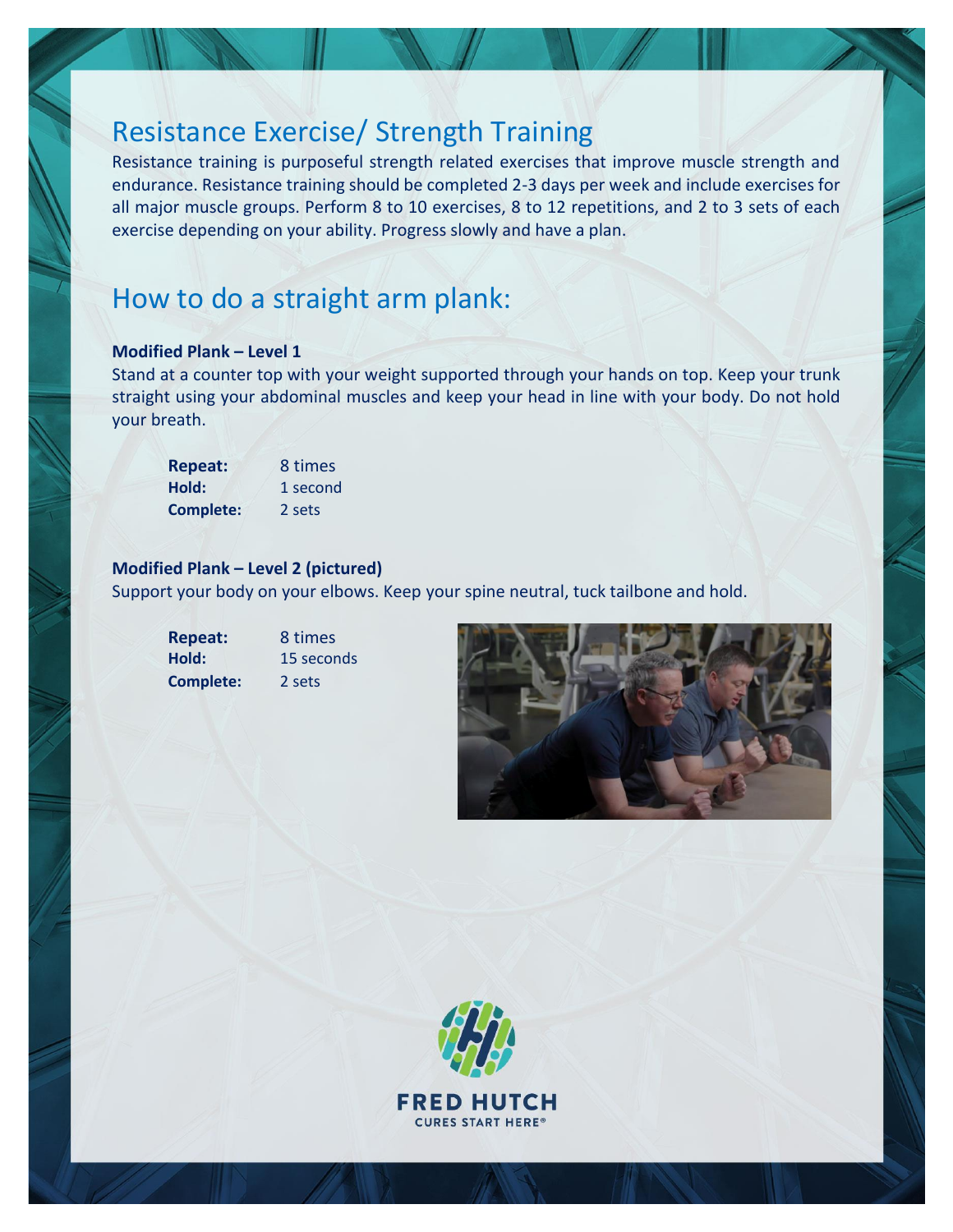## Resistance Exercise/ Strength Training

Resistance training is purposeful strength related exercises that improve muscle strength and endurance. Resistance training should be completed 2-3 days per week and include exercises for all major muscle groups. Perform 8 to 10 exercises, 8 to 12 repetitions, and 2 to 3 sets of each exercise depending on your ability. Progress slowly and have a plan.

## How to do a straight arm plank:

**Modified Plank – Level 1**

Stand at a counter top with your weight supported through your hands on top. Keep your trunk straight using your abdominal muscles and keep your head in line with your body. Do not hold your breath.

**Repeat:** 8 times
**Hold:** 1 second
**Complete:** 2 sets

**Modified Plank – Level 2 (pictured)**

Support your body on your elbows. Keep your spine neutral, tuck tailbone and hold.

**Repeat:** 8 times
**Hold:** 15 seconds
**Complete:** 2 sets

FRED HUTCH
CURES START HERE®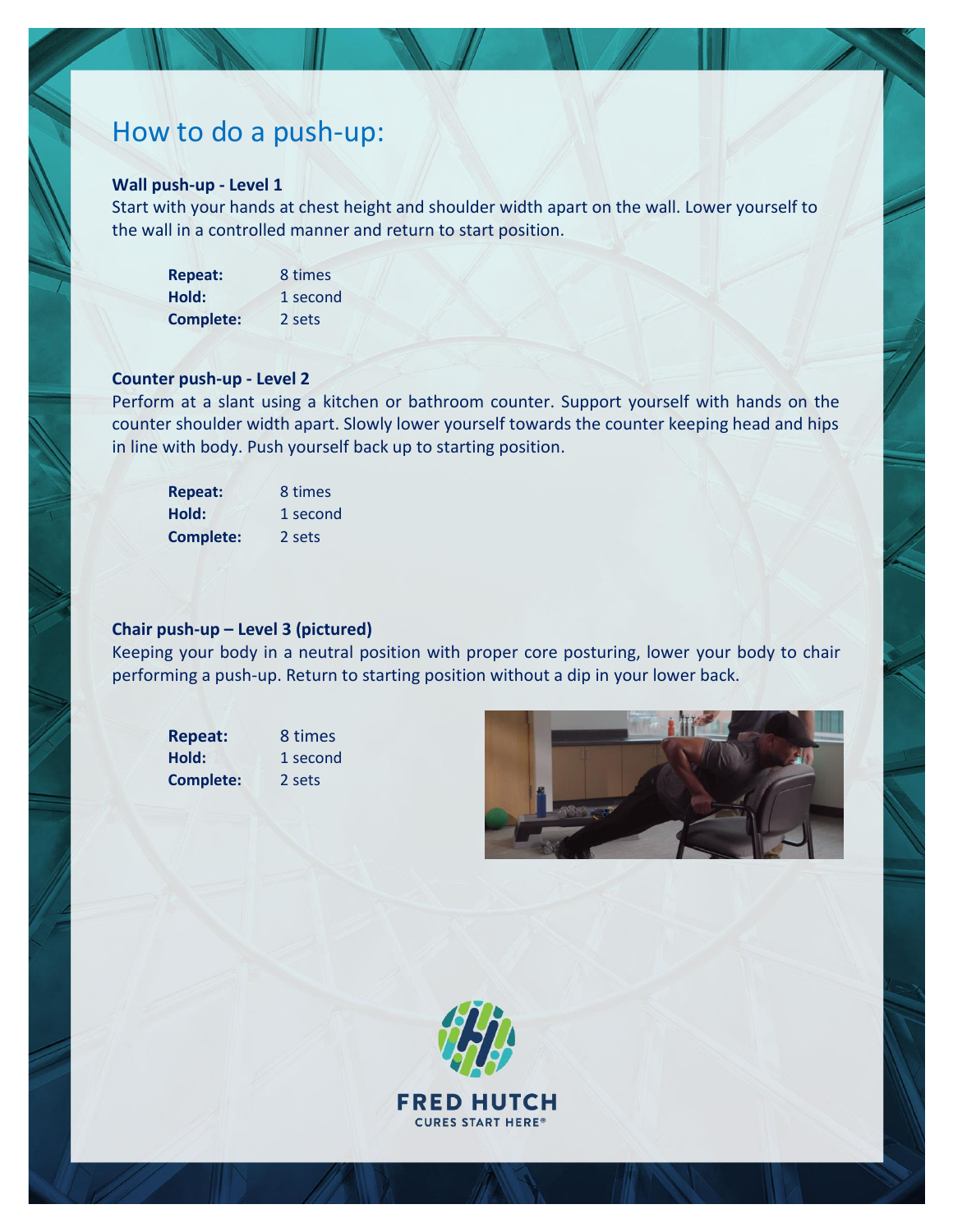# How to do a push-up:

**Wall push-up - Level 1**

Start with your hands at chest height and shoulder width apart on the wall. Lower yourself to the wall in a controlled manner and return to start position.

| | |
|---|---|
| **Repeat:** | 8 times |
| **Hold:** | 1 second |
| **Complete:** | 2 sets |

**Counter push-up - Level 2**

Perform at a slant using a kitchen or bathroom counter. Support yourself with hands on the counter shoulder width apart. Slowly lower yourself towards the counter keeping head and hips in line with body. Push yourself back up to starting position.

| | |
|---|---|
| **Repeat:** | 8 times |
| **Hold:** | 1 second |
| **Complete:** | 2 sets |

**Chair push-up – Level 3 (pictured)**

Keeping your body in a neutral position with proper core posturing, lower your body to chair performing a push-up. Return to starting position without a dip in your lower back.

| | |
|---|---|
| **Repeat:** | 8 times |
| **Hold:** | 1 second |
| **Complete:** | 2 sets |

FRED HUTCH
CURES START HERE®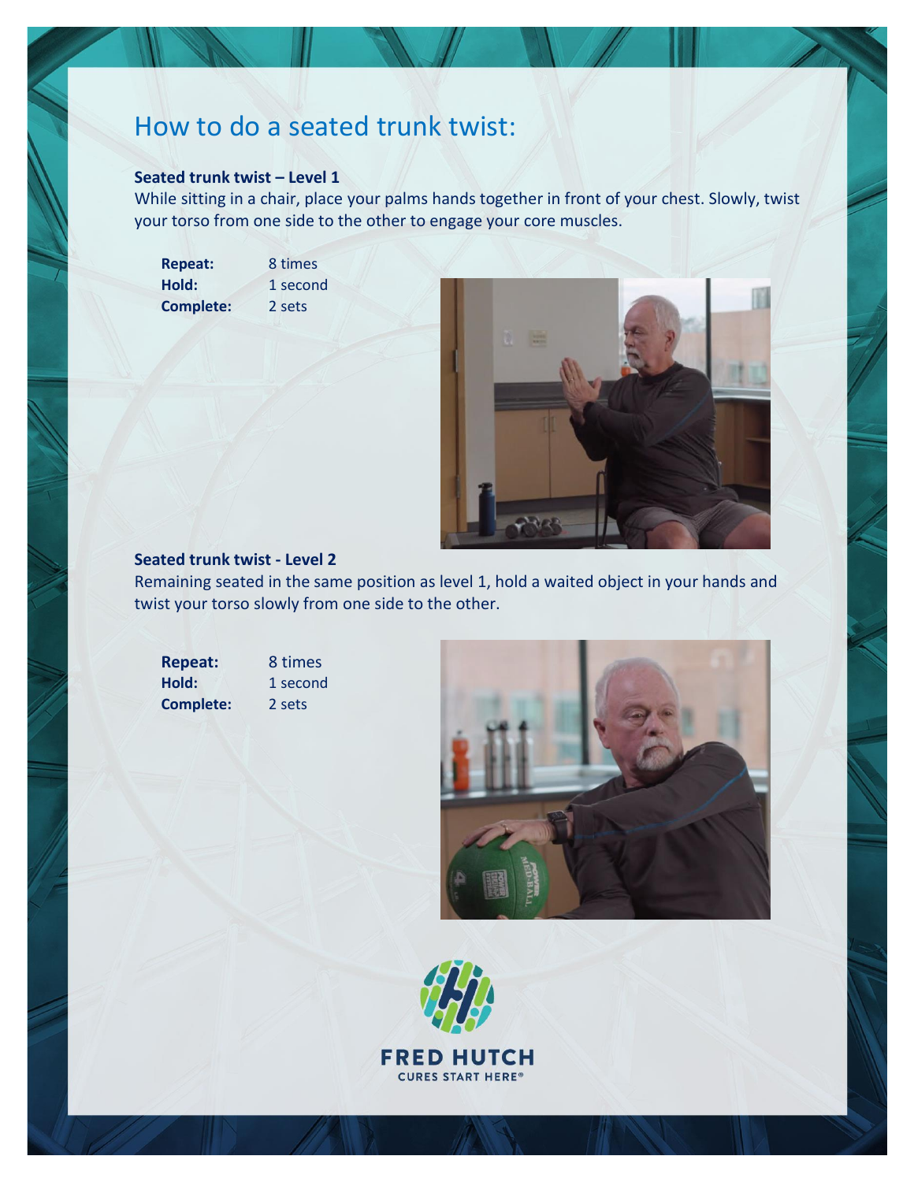# How to do a seated trunk twist:

**Seated trunk twist – Level 1**

While sitting in a chair, place your palms hands together in front of your chest. Slowly, twist your torso from one side to the other to engage your core muscles.

**Repeat:** 8 times
**Hold:** 1 second
**Complete:** 2 sets

**Seated trunk twist - Level 2**

Remaining seated in the same position as level 1, hold a waited object in your hands and twist your torso slowly from one side to the other.

**Repeat:** 8 times
**Hold:** 1 second
**Complete:** 2 sets

FRED HUTCH
CURES START HERE®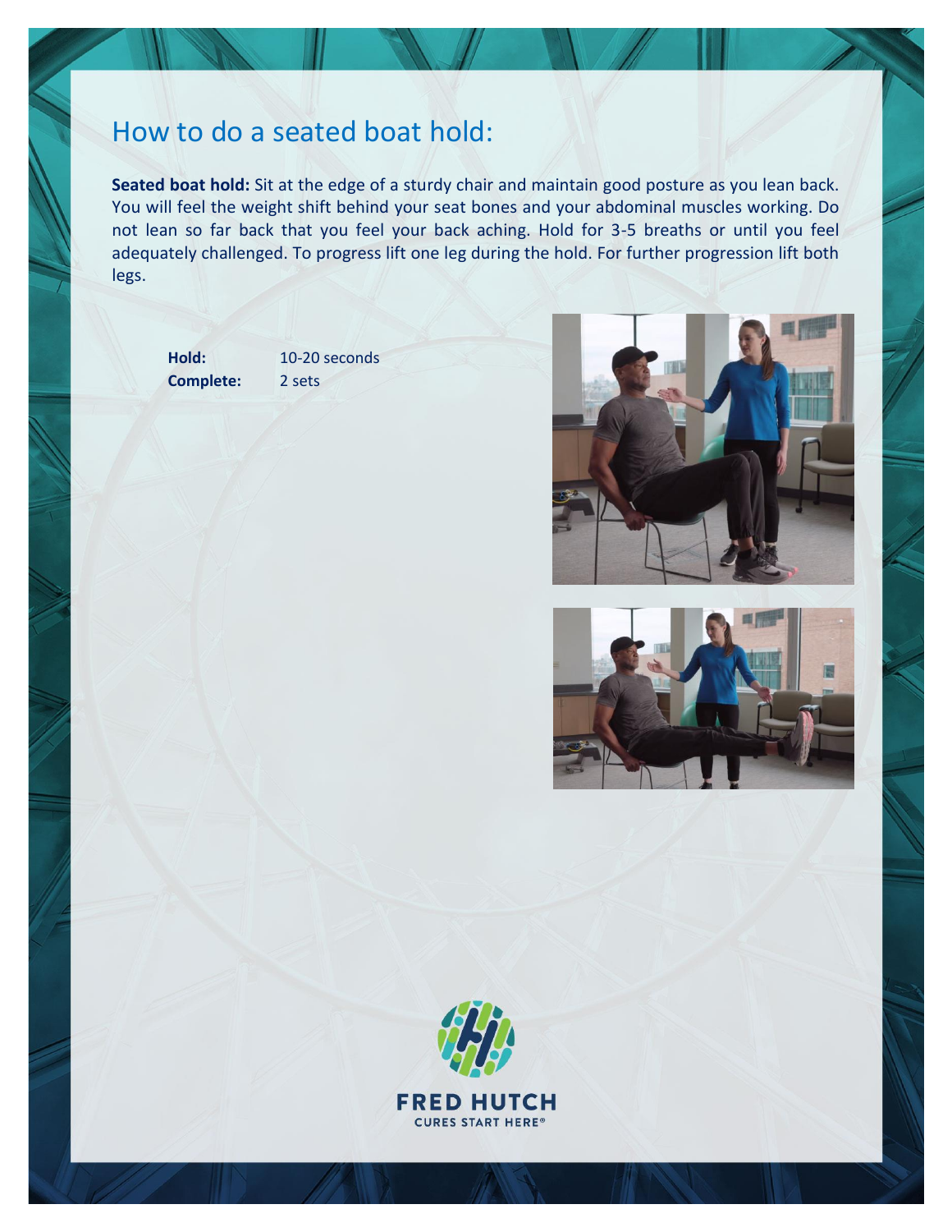# How to do a seated boat hold:

**Seated boat hold:** Sit at the edge of a sturdy chair and maintain good posture as you lean back. You will feel the weight shift behind your seat bones and your abdominal muscles working. Do not lean so far back that you feel your back aching. Hold for 3-5 breaths or until you feel adequately challenged. To progress lift one leg during the hold. For further progression lift both legs.

**Hold:** 10-20 seconds
**Complete:** 2 sets

FRED HUTCH
CURES START HERE®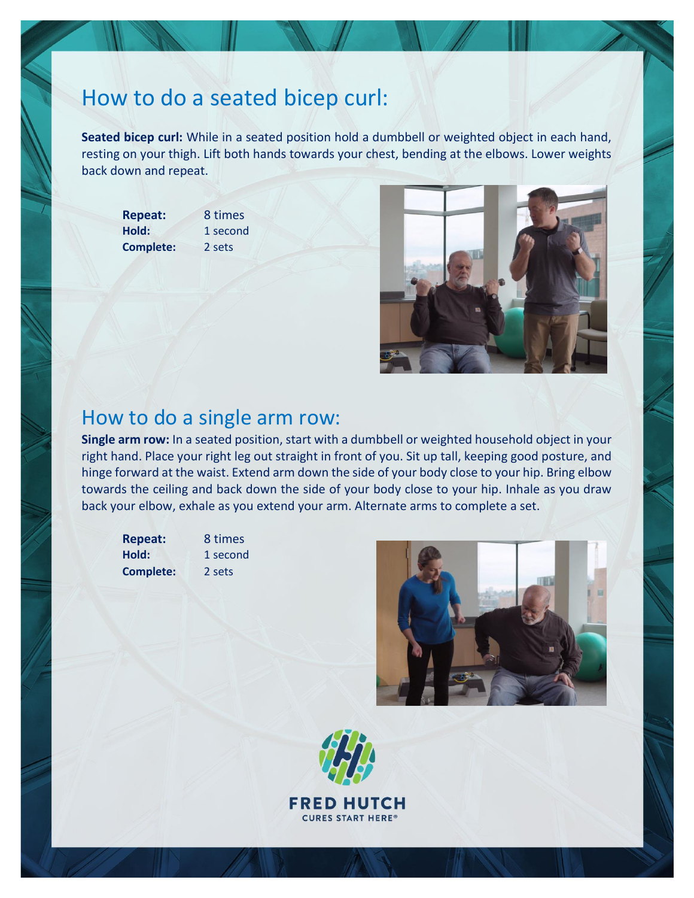## How to do a seated bicep curl:

**Seated bicep curl:** While in a seated position hold a dumbbell or weighted object in each hand, resting on your thigh. Lift both hands towards your chest, bending at the elbows. Lower weights back down and repeat.

**Repeat:** 8 times
**Hold:** 1 second
**Complete:** 2 sets

## How to do a single arm row:

**Single arm row:** In a seated position, start with a dumbbell or weighted household object in your right hand. Place your right leg out straight in front of you. Sit up tall, keeping good posture, and hinge forward at the waist. Extend arm down the side of your body close to your hip. Bring elbow towards the ceiling and back down the side of your body close to your hip. Inhale as you draw back your elbow, exhale as you extend your arm. Alternate arms to complete a set.

**Repeat:** 8 times
**Hold:** 1 second
**Complete:** 2 sets

FRED HUTCH
CURES START HERE®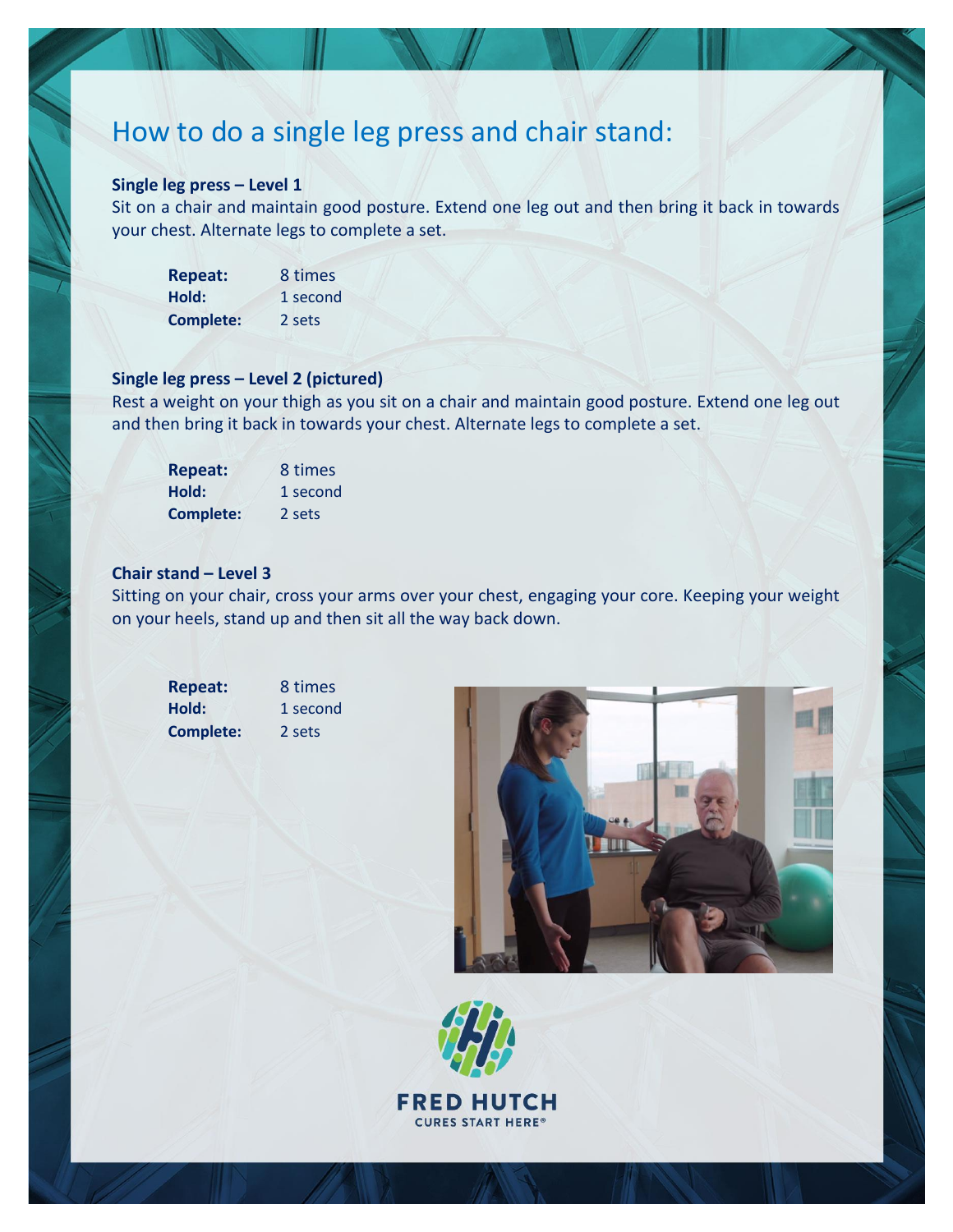# How to do a single leg press and chair stand:

**Single leg press – Level 1**

Sit on a chair and maintain good posture. Extend one leg out and then bring it back in towards your chest. Alternate legs to complete a set.

| | |
|---|---|
| **Repeat:** | 8 times |
| **Hold:** | 1 second |
| **Complete:** | 2 sets |

**Single leg press – Level 2 (pictured)**

Rest a weight on your thigh as you sit on a chair and maintain good posture. Extend one leg out and then bring it back in towards your chest. Alternate legs to complete a set.

| | |
|---|---|
| **Repeat:** | 8 times |
| **Hold:** | 1 second |
| **Complete:** | 2 sets |

**Chair stand – Level 3**

Sitting on your chair, cross your arms over your chest, engaging your core. Keeping your weight on your heels, stand up and then sit all the way back down.

| | |
|---|---|
| **Repeat:** | 8 times |
| **Hold:** | 1 second |
| **Complete:** | 2 sets |

FRED HUTCH

CURES START HERE®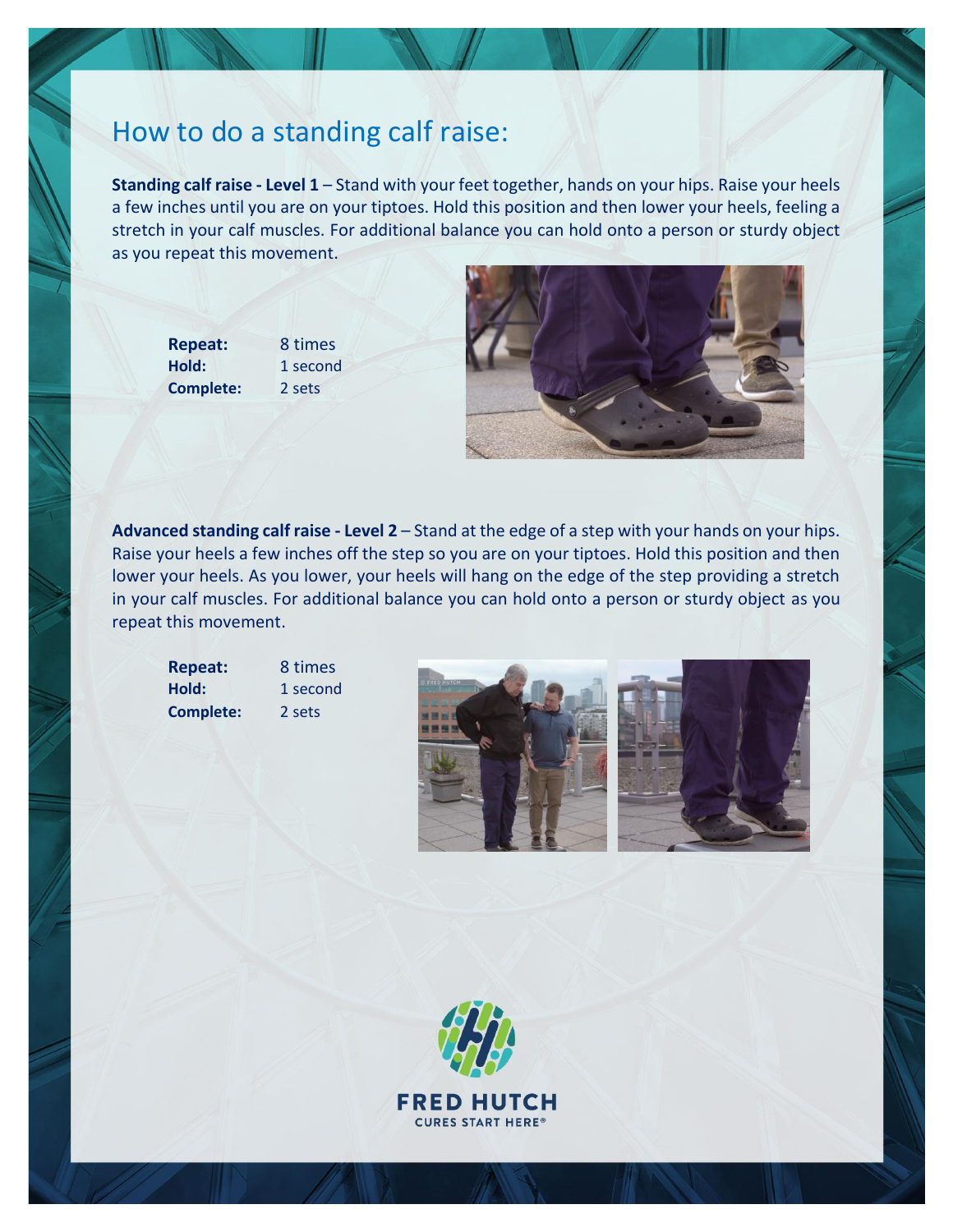# How to do a standing calf raise:

**Standing calf raise - Level 1** – Stand with your feet together, hands on your hips. Raise your heels a few inches until you are on your tiptoes. Hold this position and then lower your heels, feeling a stretch in your calf muscles. For additional balance you can hold onto a person or sturdy object as you repeat this movement.

**Repeat:** 8 times
**Hold:** 1 second
**Complete:** 2 sets

**Advanced standing calf raise - Level 2** – Stand at the edge of a step with your hands on your hips. Raise your heels a few inches off the step so you are on your tiptoes. Hold this position and then lower your heels. As you lower, your heels will hang on the edge of the step providing a stretch in your calf muscles. For additional balance you can hold onto a person or sturdy object as you repeat this movement.

**Repeat:** 8 times
**Hold:** 1 second
**Complete:** 2 sets

FRED HUTCH
CURES START HERE®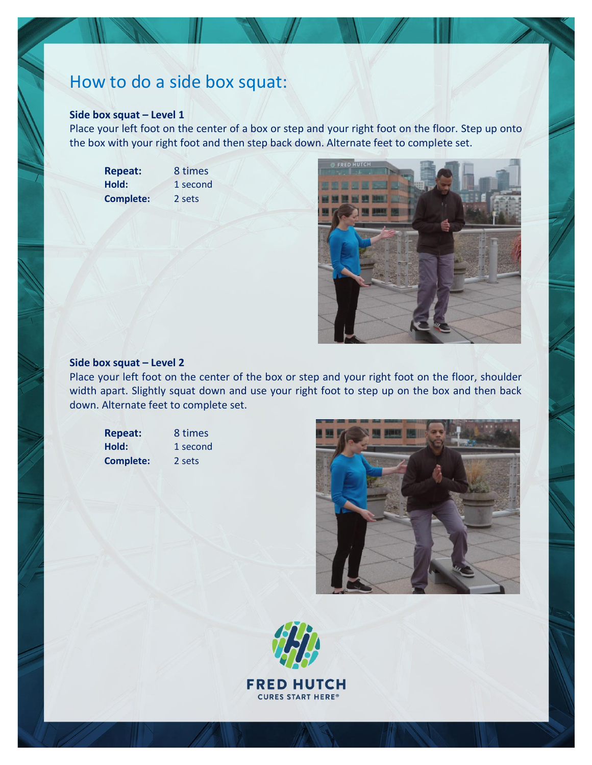# How to do a side box squat:

**Side box squat – Level 1**

Place your left foot on the center of a box or step and your right foot on the floor. Step up onto the box with your right foot and then step back down. Alternate feet to complete set.

| | |
|---|---|
| **Repeat:** | 8 times |
| **Hold:** | 1 second |
| **Complete:** | 2 sets |

**Side box squat – Level 2**

Place your left foot on the center of the box or step and your right foot on the floor, shoulder width apart. Slightly squat down and use your right foot to step up on the box and then back down. Alternate feet to complete set.

| | |
|---|---|
| **Repeat:** | 8 times |
| **Hold:** | 1 second |
| **Complete:** | 2 sets |

FRED HUTCH

CURES START HERE®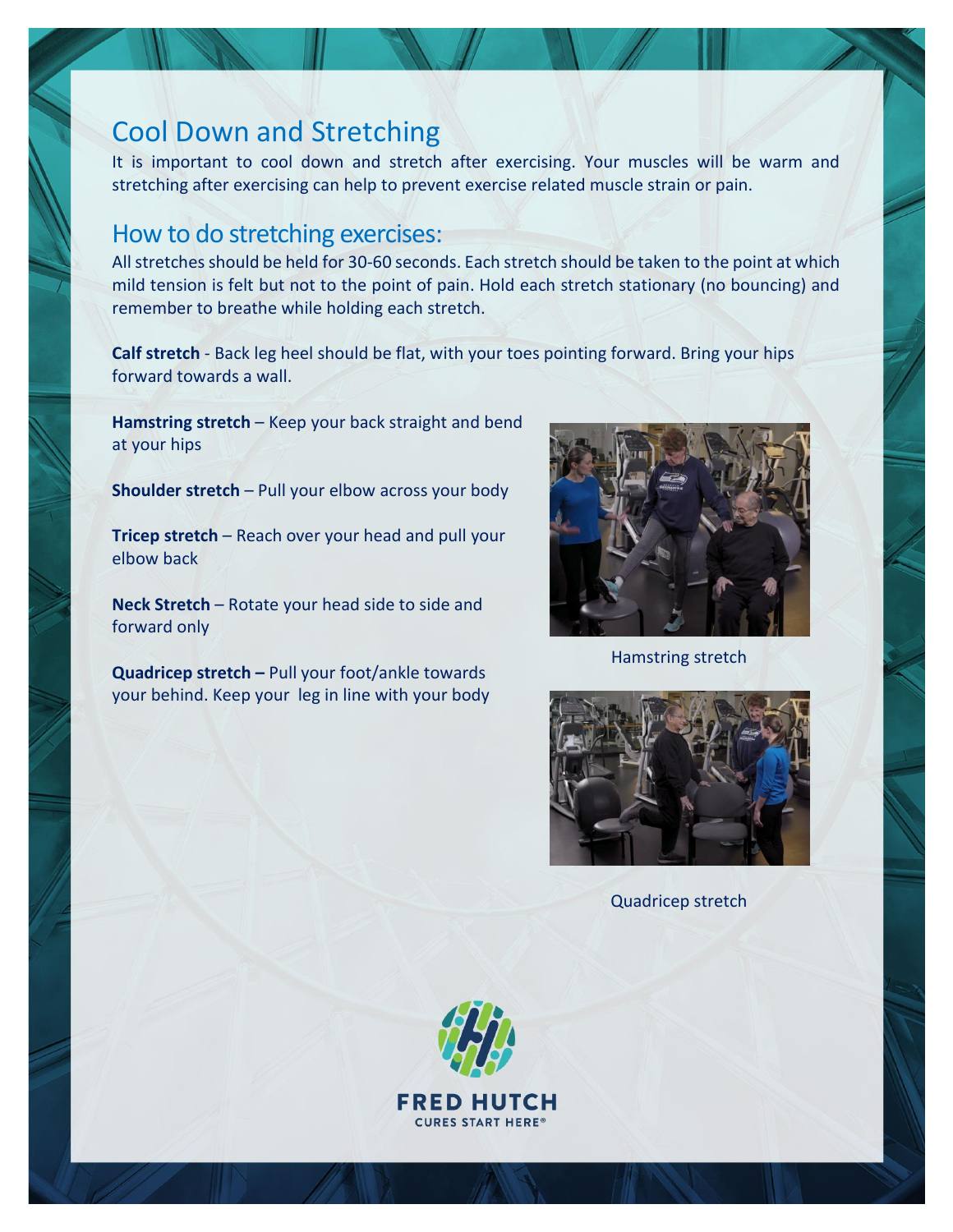## Cool Down and Stretching

It is important to cool down and stretch after exercising. Your muscles will be warm and stretching after exercising can help to prevent exercise related muscle strain or pain.

## How to do stretching exercises:

All stretches should be held for 30-60 seconds. Each stretch should be taken to the point at which mild tension is felt but not to the point of pain. Hold each stretch stationary (no bouncing) and remember to breathe while holding each stretch.

**Calf stretch** - Back leg heel should be flat, with your toes pointing forward. Bring your hips forward towards a wall.

**Hamstring stretch** – Keep your back straight and bend at your hips

**Shoulder stretch** – Pull your elbow across your body

**Tricep stretch** – Reach over your head and pull your elbow back

**Neck Stretch** – Rotate your head side to side and forward only

**Quadricep stretch –** Pull your foot/ankle towards your behind. Keep your leg in line with your body

Hamstring stretch

Quadricep stretch

FRED HUTCH
CURES START HERE®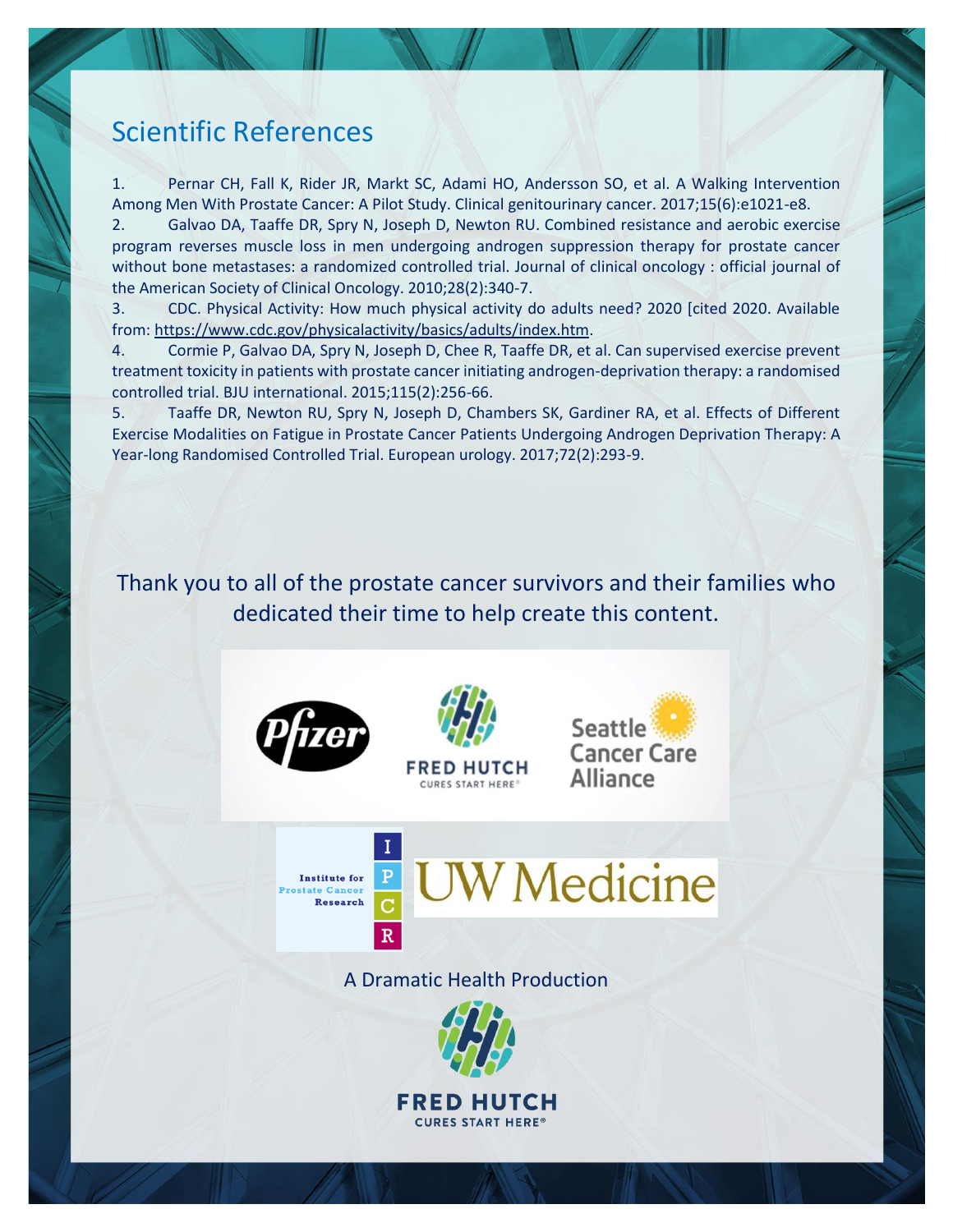## Scientific References

1. Pernar CH, Fall K, Rider JR, Markt SC, Adami HO, Andersson SO, et al. A Walking Intervention Among Men With Prostate Cancer: A Pilot Study. Clinical genitourinary cancer. 2017;15(6):e1021-e8.
2. Galvao DA, Taaffe DR, Spry N, Joseph D, Newton RU. Combined resistance and aerobic exercise program reverses muscle loss in men undergoing androgen suppression therapy for prostate cancer without bone metastases: a randomized controlled trial. Journal of clinical oncology : official journal of the American Society of Clinical Oncology. 2010;28(2):340-7.
3. CDC. Physical Activity: How much physical activity do adults need? 2020 [cited 2020. Available from: https://www.cdc.gov/physicalactivity/basics/adults/index.htm.
4. Cormie P, Galvao DA, Spry N, Joseph D, Chee R, Taaffe DR, et al. Can supervised exercise prevent treatment toxicity in patients with prostate cancer initiating androgen-deprivation therapy: a randomised controlled trial. BJU international. 2015;115(2):256-66.
5. Taaffe DR, Newton RU, Spry N, Joseph D, Chambers SK, Gardiner RA, et al. Effects of Different Exercise Modalities on Fatigue in Prostate Cancer Patients Undergoing Androgen Deprivation Therapy: A Year-long Randomised Controlled Trial. European urology. 2017;72(2):293-9.

Thank you to all of the prostate cancer survivors and their families who dedicated their time to help create this content.

Pfizer

FRED HUTCH
CURES START HERE®

Seattle Cancer Care Alliance

Institute for Prostate Cancer Research

UW Medicine

A Dramatic Health Production

FRED HUTCH
CURES START HERE®